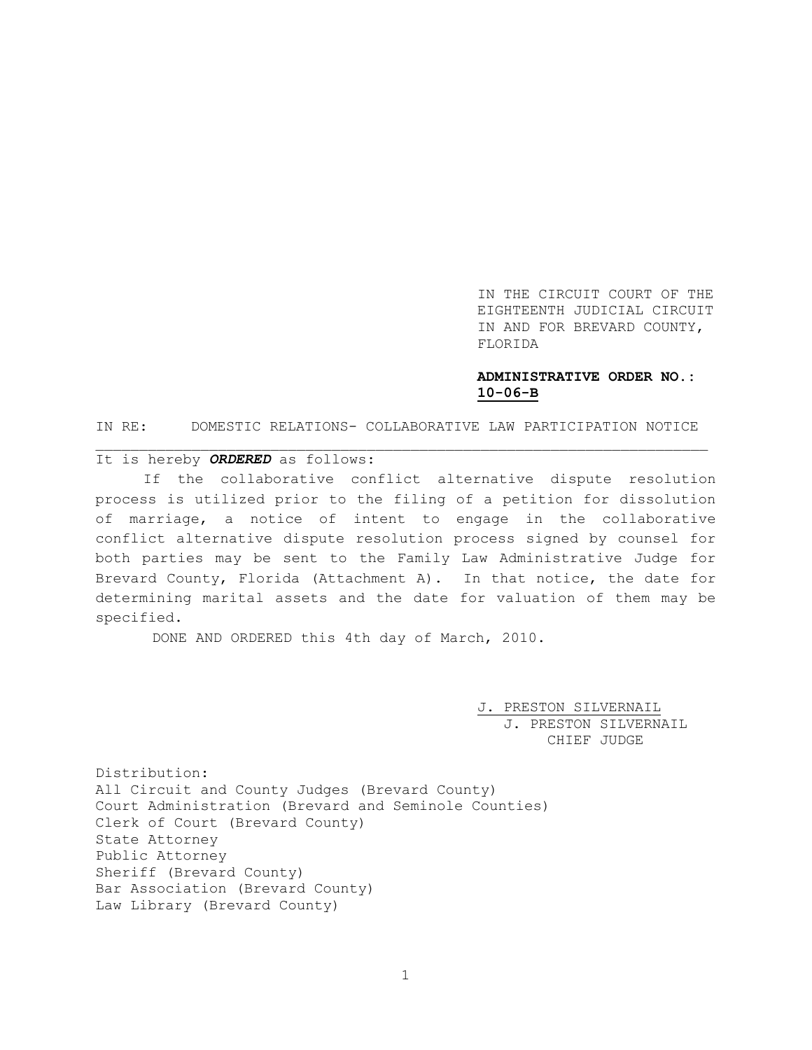IN THE CIRCUIT COURT OF THE
EIGHTEENTH JUDICIAL CIRCUIT
IN AND FOR BREVARD COUNTY,
FLORIDA

**ADMINISTRATIVE ORDER NO.:**
**<u>10-06-B</u>**

IN RE: DOMESTIC RELATIONS- COLLABORATIVE LAW PARTICIPATION NOTICE

---

It is hereby ***ORDERED*** as follows:

If the collaborative conflict alternative dispute resolution process is utilized prior to the filing of a petition for dissolution of marriage, a notice of intent to engage in the collaborative conflict alternative dispute resolution process signed by counsel for both parties may be sent to the Family Law Administrative Judge for Brevard County, Florida (Attachment A). In that notice, the date for determining marital assets and the date for valuation of them may be specified.

DONE AND ORDERED this 4th day of March, 2010.

<u>J. PRESTON SILVERNAIL</u>
J. PRESTON SILVERNAIL
CHIEF JUDGE

Distribution:
All Circuit and County Judges (Brevard County)
Court Administration (Brevard and Seminole Counties)
Clerk of Court (Brevard County)
State Attorney
Public Attorney
Sheriff (Brevard County)
Bar Association (Brevard County)
Law Library (Brevard County)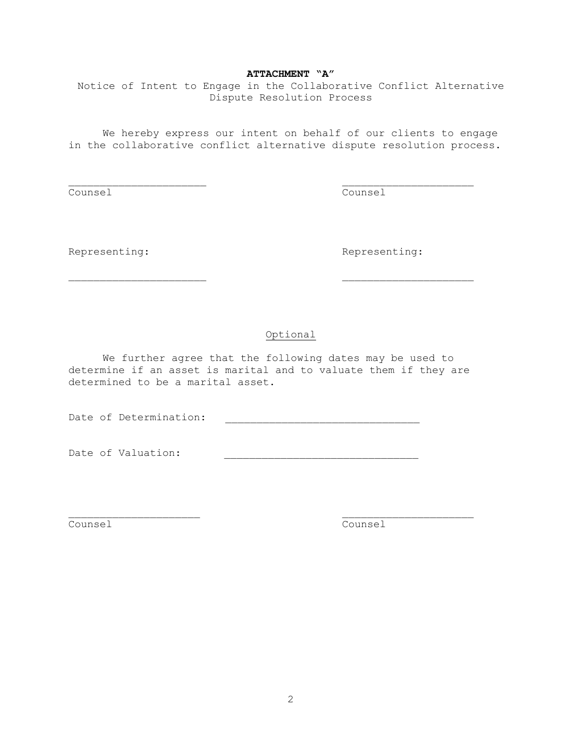**ATTACHMENT "A"**

Notice of Intent to Engage in the Collaborative Conflict Alternative Dispute Resolution Process

We hereby express our intent on behalf of our clients to engage in the collaborative conflict alternative dispute resolution process.

| | |
|---|---|
| ______________________ | ______________________ |
| Counsel | Counsel |
| Representing: | Representing: |
| ______________________ | ______________________ |

<u>Optional</u>

We further agree that the following dates may be used to determine if an asset is marital and to valuate them if they are determined to be a marital asset.

Date of Determination: ______________________________

Date of Valuation: ______________________________

| | |
|---|---|
| ______________________ | ______________________ |
| Counsel | Counsel |